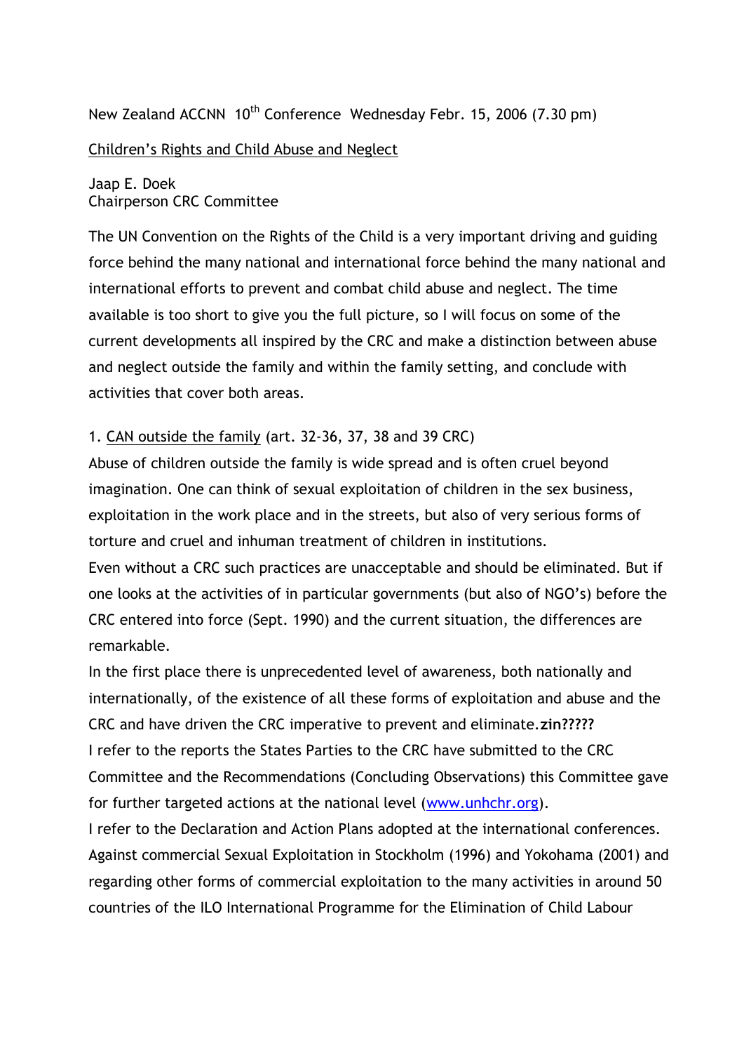New Zealand ACCNN 10th Conference Wednesday Febr. 15, 2006 (7.30 pm)

Children's Rights and Child Abuse and Neglect

Jaap E. Doek
Chairperson CRC Committee

The UN Convention on the Rights of the Child is a very important driving and guiding force behind the many national and international force behind the many national and international efforts to prevent and combat child abuse and neglect. The time available is too short to give you the full picture, so I will focus on some of the current developments all inspired by the CRC and make a distinction between abuse and neglect outside the family and within the family setting, and conclude with activities that cover both areas.

1. CAN outside the family (art. 32-36, 37, 38 and 39 CRC)

Abuse of children outside the family is wide spread and is often cruel beyond imagination. One can think of sexual exploitation of children in the sex business, exploitation in the work place and in the streets, but also of very serious forms of torture and cruel and inhuman treatment of children in institutions.
Even without a CRC such practices are unacceptable and should be eliminated. But if one looks at the activities of in particular governments (but also of NGO's) before the CRC entered into force (Sept. 1990) and the current situation, the differences are remarkable.
In the first place there is unprecedented level of awareness, both nationally and internationally, of the existence of all these forms of exploitation and abuse and the CRC and have driven the CRC imperative to prevent and eliminate.**zin?????**
I refer to the reports the States Parties to the CRC have submitted to the CRC Committee and the Recommendations (Concluding Observations) this Committee gave for further targeted actions at the national level (www.unhchr.org).
I refer to the Declaration and Action Plans adopted at the international conferences. Against commercial Sexual Exploitation in Stockholm (1996) and Yokohama (2001) and regarding other forms of commercial exploitation to the many activities in around 50 countries of the ILO International Programme for the Elimination of Child Labour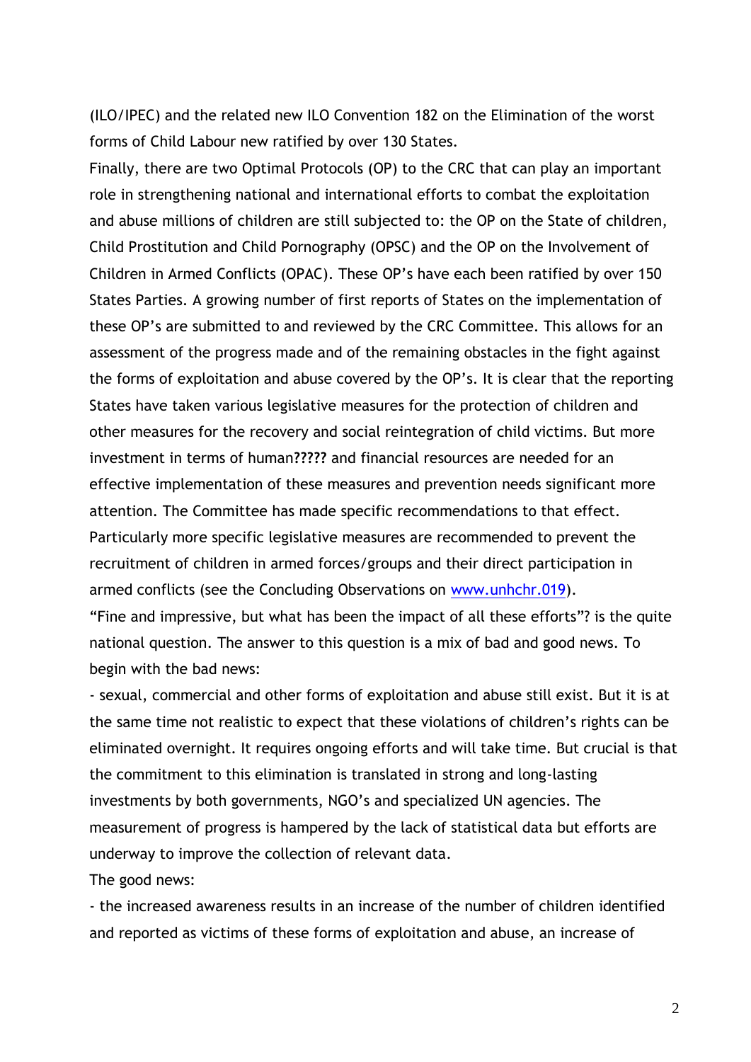(ILO/IPEC) and the related new ILO Convention 182 on the Elimination of the worst forms of Child Labour new ratified by over 130 States.

Finally, there are two Optimal Protocols (OP) to the CRC that can play an important role in strengthening national and international efforts to combat the exploitation and abuse millions of children are still subjected to: the OP on the State of children, Child Prostitution and Child Pornography (OPSC) and the OP on the Involvement of Children in Armed Conflicts (OPAC). These OP's have each been ratified by over 150 States Parties. A growing number of first reports of States on the implementation of these OP's are submitted to and reviewed by the CRC Committee. This allows for an assessment of the progress made and of the remaining obstacles in the fight against the forms of exploitation and abuse covered by the OP's. It is clear that the reporting States have taken various legislative measures for the protection of children and other measures for the recovery and social reintegration of child victims. But more investment in terms of human**?????** and financial resources are needed for an effective implementation of these measures and prevention needs significant more attention. The Committee has made specific recommendations to that effect. Particularly more specific legislative measures are recommended to prevent the recruitment of children in armed forces/groups and their direct participation in armed conflicts (see the Concluding Observations on [www.unhchr.019](www.unhchr.019)).

"Fine and impressive, but what has been the impact of all these efforts"? is the quite national question. The answer to this question is a mix of bad and good news. To begin with the bad news:

- sexual, commercial and other forms of exploitation and abuse still exist. But it is at the same time not realistic to expect that these violations of children's rights can be eliminated overnight. It requires ongoing efforts and will take time. But crucial is that the commitment to this elimination is translated in strong and long-lasting investments by both governments, NGO's and specialized UN agencies. The measurement of progress is hampered by the lack of statistical data but efforts are underway to improve the collection of relevant data.

The good news:

- the increased awareness results in an increase of the number of children identified and reported as victims of these forms of exploitation and abuse, an increase of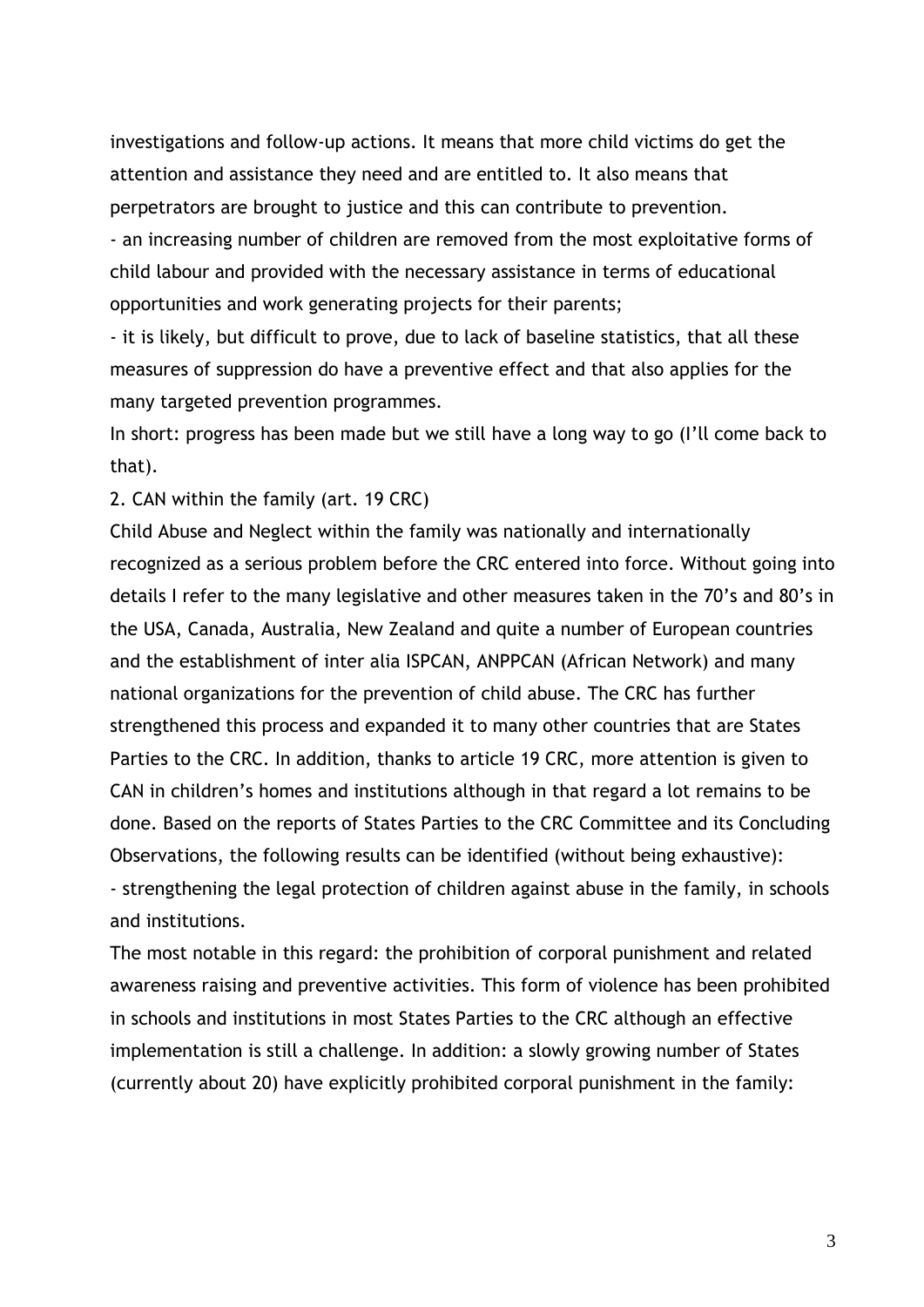investigations and follow-up actions. It means that more child victims do get the attention and assistance they need and are entitled to. It also means that perpetrators are brought to justice and this can contribute to prevention.

- an increasing number of children are removed from the most exploitative forms of child labour and provided with the necessary assistance in terms of educational opportunities and work generating projects for their parents;
- it is likely, but difficult to prove, due to lack of baseline statistics, that all these measures of suppression do have a preventive effect and that also applies for the many targeted prevention programmes.

In short: progress has been made but we still have a long way to go (I'll come back to that).

2. CAN within the family (art. 19 CRC)

Child Abuse and Neglect within the family was nationally and internationally recognized as a serious problem before the CRC entered into force. Without going into details I refer to the many legislative and other measures taken in the 70's and 80's in the USA, Canada, Australia, New Zealand and quite a number of European countries and the establishment of inter alia ISPCAN, ANPPCAN (African Network) and many national organizations for the prevention of child abuse. The CRC has further strengthened this process and expanded it to many other countries that are States Parties to the CRC. In addition, thanks to article 19 CRC, more attention is given to CAN in children's homes and institutions although in that regard a lot remains to be done. Based on the reports of States Parties to the CRC Committee and its Concluding Observations, the following results can be identified (without being exhaustive):

- strengthening the legal protection of children against abuse in the family, in schools and institutions.

The most notable in this regard: the prohibition of corporal punishment and related awareness raising and preventive activities. This form of violence has been prohibited in schools and institutions in most States Parties to the CRC although an effective implementation is still a challenge. In addition: a slowly growing number of States (currently about 20) have explicitly prohibited corporal punishment in the family: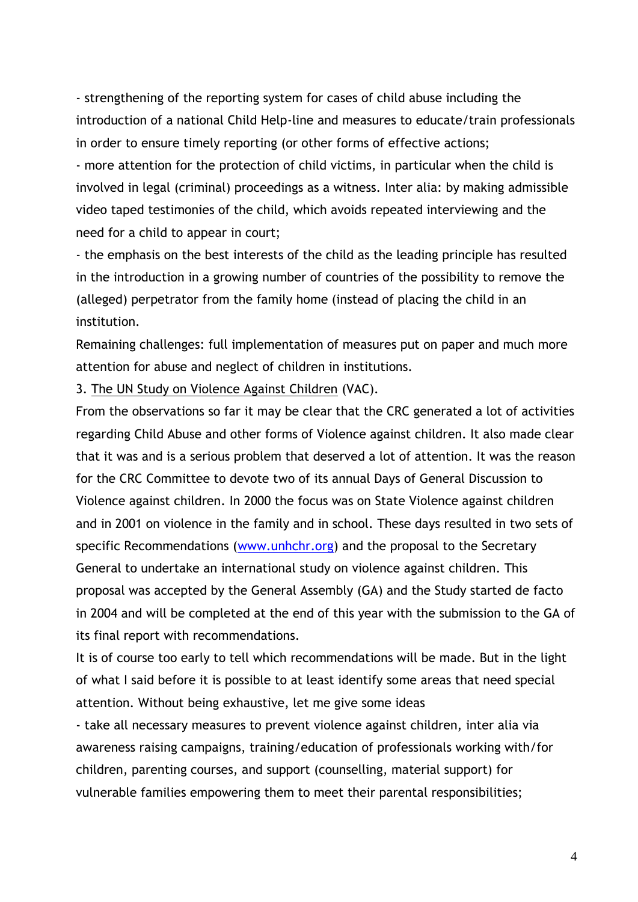- strengthening of the reporting system for cases of child abuse including the introduction of a national Child Help-line and measures to educate/train professionals in order to ensure timely reporting (or other forms of effective actions;
- more attention for the protection of child victims, in particular when the child is involved in legal (criminal) proceedings as a witness. Inter alia: by making admissible video taped testimonies of the child, which avoids repeated interviewing and the need for a child to appear in court;
- the emphasis on the best interests of the child as the leading principle has resulted in the introduction in a growing number of countries of the possibility to remove the (alleged) perpetrator from the family home (instead of placing the child in an institution.

Remaining challenges: full implementation of measures put on paper and much more attention for abuse and neglect of children in institutions.

3. The UN Study on Violence Against Children (VAC).

From the observations so far it may be clear that the CRC generated a lot of activities regarding Child Abuse and other forms of Violence against children. It also made clear that it was and is a serious problem that deserved a lot of attention. It was the reason for the CRC Committee to devote two of its annual Days of General Discussion to Violence against children. In 2000 the focus was on State Violence against children and in 2001 on violence in the family and in school. These days resulted in two sets of specific Recommendations ([www.unhchr.org](http://www.unhchr.org)) and the proposal to the Secretary General to undertake an international study on violence against children. This proposal was accepted by the General Assembly (GA) and the Study started de facto in 2004 and will be completed at the end of this year with the submission to the GA of its final report with recommendations.

It is of course too early to tell which recommendations will be made. But in the light of what I said before it is possible to at least identify some areas that need special attention. Without being exhaustive, let me give some ideas

- take all necessary measures to prevent violence against children, inter alia via awareness raising campaigns, training/education of professionals working with/for children, parenting courses, and support (counselling, material support) for vulnerable families empowering them to meet their parental responsibilities;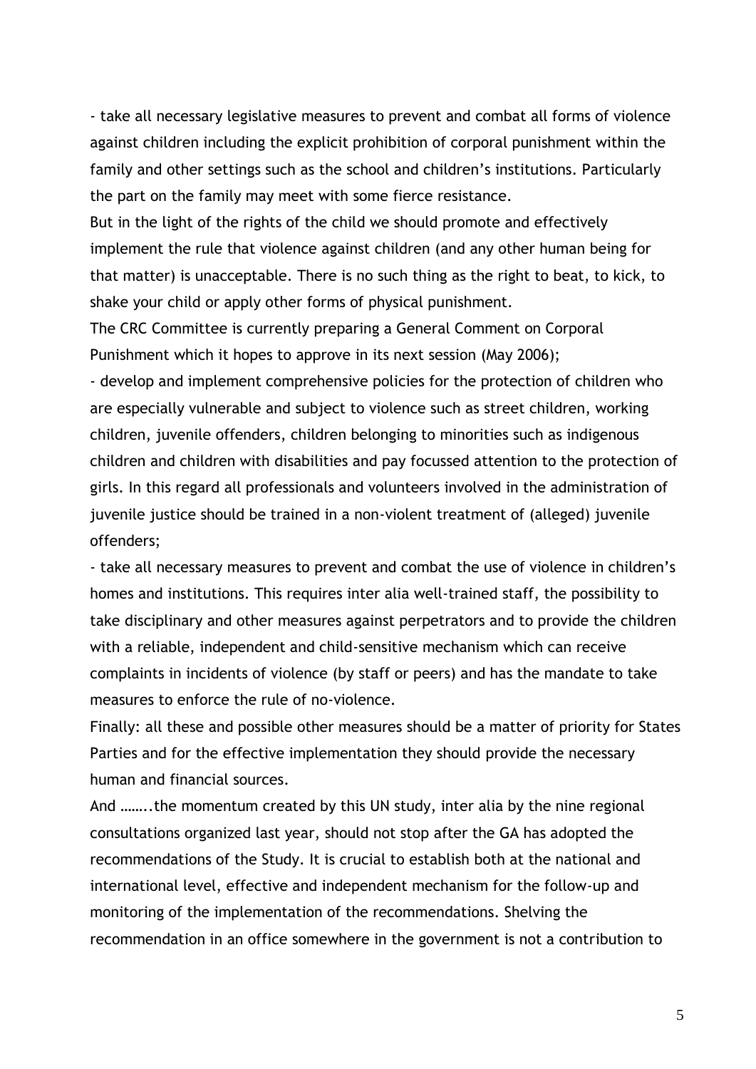- take all necessary legislative measures to prevent and combat all forms of violence against children including the explicit prohibition of corporal punishment within the family and other settings such as the school and children's institutions. Particularly the part on the family may meet with some fierce resistance.
But in the light of the rights of the child we should promote and effectively implement the rule that violence against children (and any other human being for that matter) is unacceptable. There is no such thing as the right to beat, to kick, to shake your child or apply other forms of physical punishment.
The CRC Committee is currently preparing a General Comment on Corporal Punishment which it hopes to approve in its next session (May 2006);

- develop and implement comprehensive policies for the protection of children who are especially vulnerable and subject to violence such as street children, working children, juvenile offenders, children belonging to minorities such as indigenous children and children with disabilities and pay focussed attention to the protection of girls. In this regard all professionals and volunteers involved in the administration of juvenile justice should be trained in a non-violent treatment of (alleged) juvenile offenders;

- take all necessary measures to prevent and combat the use of violence in children's homes and institutions. This requires inter alia well-trained staff, the possibility to take disciplinary and other measures against perpetrators and to provide the children with a reliable, independent and child-sensitive mechanism which can receive complaints in incidents of violence (by staff or peers) and has the mandate to take measures to enforce the rule of no-violence.

Finally: all these and possible other measures should be a matter of priority for States Parties and for the effective implementation they should provide the necessary human and financial sources.

And ……..the momentum created by this UN study, inter alia by the nine regional consultations organized last year, should not stop after the GA has adopted the recommendations of the Study. It is crucial to establish both at the national and international level, effective and independent mechanism for the follow-up and monitoring of the implementation of the recommendations. Shelving the recommendation in an office somewhere in the government is not a contribution to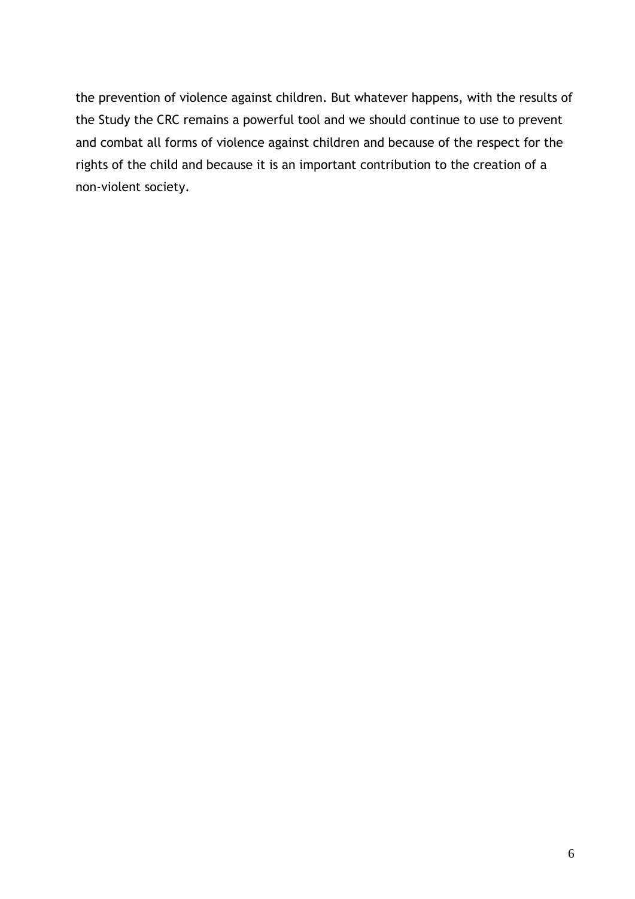the prevention of violence against children. But whatever happens, with the results of the Study the CRC remains a powerful tool and we should continue to use to prevent and combat all forms of violence against children and because of the respect for the rights of the child and because it is an important contribution to the creation of a non-violent society.